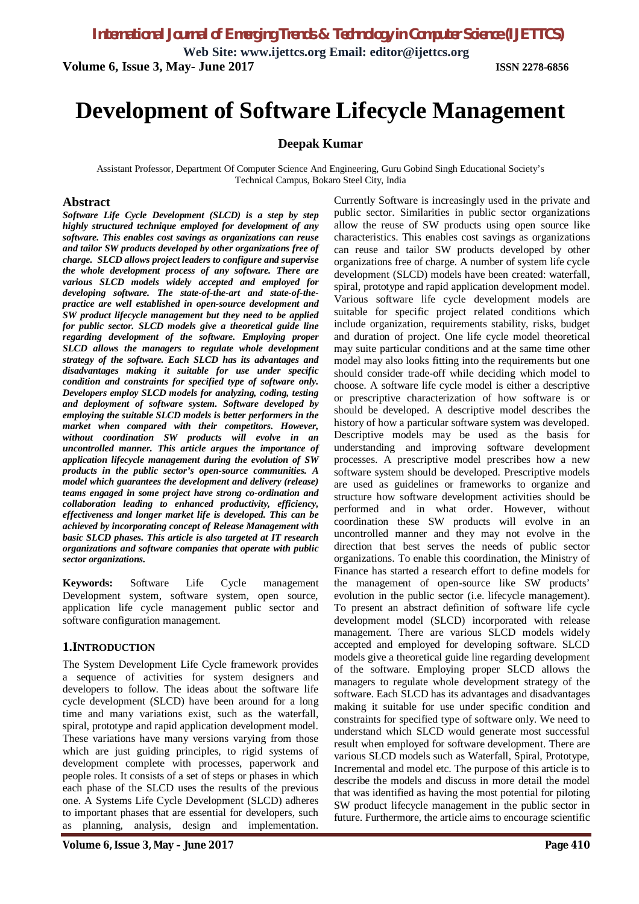# Development of Software Lifecycle Management

**Deepak Kumar**

Assistant Professor, Department Of Computer Science And Engineering, Guru Gobind Singh Educational Society's Technical Campus, Bokaro Steel City, India

## Abstract

***Software Life Cycle Development (SLCD) is a step by step highly structured technique employed for development of any software. This enables cost savings as organizations can reuse and tailor SW products developed by other organizations free of charge. SLCD allows project leaders to configure and supervise the whole development process of any software. There are various SLCD models widely accepted and employed for developing software. The state-of-the-art and state-of-the-practice are well established in open-source development and SW product lifecycle management but they need to be applied for public sector. SLCD models give a theoretical guide line regarding development of the software. Employing proper SLCD allows the managers to regulate whole development strategy of the software. Each SLCD has its advantages and disadvantages making it suitable for use under specific condition and constraints for specified type of software only. Developers employ SLCD models for analyzing, coding, testing and deployment of software system. Software developed by employing the suitable SLCD models is better performers in the market when compared with their competitors. However, without coordination SW products will evolve in an uncontrolled manner. This article argues the importance of application lifecycle management during the evolution of SW products in the public sector's open-source communities. A model which guarantees the development and delivery (release) teams engaged in some project have strong co-ordination and collaboration leading to enhanced productivity, efficiency, effectiveness and longer market life is developed. This can be achieved by incorporating concept of Release Management with basic SLCD phases. This article is also targeted at IT research organizations and software companies that operate with public sector organizations.***

**Keywords:** Software Life Cycle management Development system, software system, open source, application life cycle management public sector and software configuration management.

## 1.INTRODUCTION

The System Development Life Cycle framework provides a sequence of activities for system designers and developers to follow. The ideas about the software life cycle development (SLCD) have been around for a long time and many variations exist, such as the waterfall, spiral, prototype and rapid application development model. These variations have many versions varying from those which are just guiding principles, to rigid systems of development complete with processes, paperwork and people roles. It consists of a set of steps or phases in which each phase of the SLCD uses the results of the previous one. A Systems Life Cycle Development (SLCD) adheres to important phases that are essential for developers, such as planning, analysis, design and implementation. Currently Software is increasingly used in the private and public sector. Similarities in public sector organizations allow the reuse of SW products using open source like characteristics. This enables cost savings as organizations can reuse and tailor SW products developed by other organizations free of charge. A number of system life cycle development (SLCD) models have been created: waterfall, spiral, prototype and rapid application development model. Various software life cycle development models are suitable for specific project related conditions which include organization, requirements stability, risks, budget and duration of project. One life cycle model theoretical may suite particular conditions and at the same time other model may also looks fitting into the requirements but one should consider trade-off while deciding which model to choose. A software life cycle model is either a descriptive or prescriptive characterization of how software is or should be developed. A descriptive model describes the history of how a particular software system was developed. Descriptive models may be used as the basis for understanding and improving software development processes. A prescriptive model prescribes how a new software system should be developed. Prescriptive models are used as guidelines or frameworks to organize and structure how software development activities should be performed and in what order. However, without coordination these SW products will evolve in an uncontrolled manner and they may not evolve in the direction that best serves the needs of public sector organizations. To enable this coordination, the Ministry of Finance has started a research effort to define models for the management of open-source like SW products' evolution in the public sector (i.e. lifecycle management). To present an abstract definition of software life cycle development model (SLCD) incorporated with release management. There are various SLCD models widely accepted and employed for developing software. SLCD models give a theoretical guide line regarding development of the software. Employing proper SLCD allows the managers to regulate whole development strategy of the software. Each SLCD has its advantages and disadvantages making it suitable for use under specific condition and constraints for specified type of software only. We need to understand which SLCD would generate most successful result when employed for software development. There are various SLCD models such as Waterfall, Spiral, Prototype, Incremental and model etc. The purpose of this article is to describe the models and discuss in more detail the model that was identified as having the most potential for piloting SW product lifecycle management in the public sector in future. Furthermore, the article aims to encourage scientific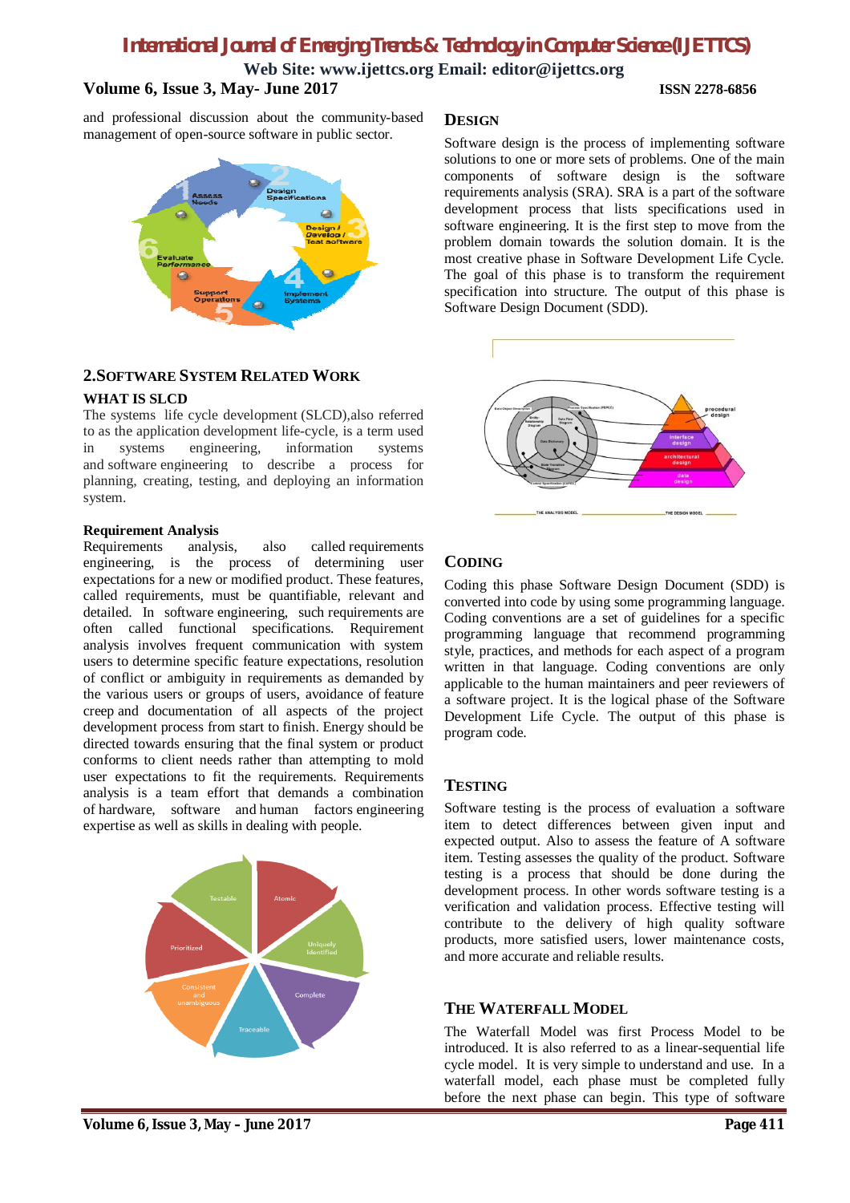and professional discussion about the community-based management of open-source software in public sector.

1
Assess Needs
2
Design Specifications
3
Design / Develop / Test software
4
Implement Systems
5
Support Operations
6
Evaluate Performance

## 2. Software System Related Work

### WHAT IS SLCD

The systems life cycle development (SLCD),also referred to as the application development life-cycle, is a term used in systems engineering, information systems and software engineering to describe a process for planning, creating, testing, and deploying an information system.

### Requirement Analysis

Requirements analysis, also called requirements engineering, is the process of determining user expectations for a new or modified product. These features, called requirements, must be quantifiable, relevant and detailed. In software engineering, such requirements are often called functional specifications. Requirement analysis involves frequent communication with system users to determine specific feature expectations, resolution of conflict or ambiguity in requirements as demanded by the various users or groups of users, avoidance of feature creep and documentation of all aspects of the project development process from start to finish. Energy should be directed towards ensuring that the final system or product conforms to client needs rather than attempting to mold user expectations to fit the requirements. Requirements analysis is a team effort that demands a combination of hardware, software and human factors engineering expertise as well as skills in dealing with people.

Atomic
Uniquely Identified
Complete
Traceable
Consistent and unambiguous
Prioritized
Testable

### Design

Software design is the process of implementing software solutions to one or more sets of problems. One of the main components of software design is the software requirements analysis (SRA). SRA is a part of the software development process that lists specifications used in software engineering. It is the first step to move from the problem domain towards the solution domain. It is the most creative phase in Software Development Life Cycle. The goal of this phase is to transform the requirement specification into structure. The output of this phase is Software Design Document (SDD).

procedural design
interface design
architectural design
data design
THE ANALYSIS MODEL
THE DESIGN MODEL

### Coding

Coding this phase Software Design Document (SDD) is converted into code by using some programming language. Coding conventions are a set of guidelines for a specific programming language that recommend programming style, practices, and methods for each aspect of a program written in that language. Coding conventions are only applicable to the human maintainers and peer reviewers of a software project. It is the logical phase of the Software Development Life Cycle. The output of this phase is program code.

### Testing

Software testing is the process of evaluation a software item to detect differences between given input and expected output. Also to assess the feature of A software item. Testing assesses the quality of the product. Software testing is a process that should be done during the development process. In other words software testing is a verification and validation process. Effective testing will contribute to the delivery of high quality software products, more satisfied users, lower maintenance costs, and more accurate and reliable results.

### The Waterfall Model

The Waterfall Model was first Process Model to be introduced. It is also referred to as a linear-sequential life cycle model. It is very simple to understand and use. In a waterfall model, each phase must be completed fully before the next phase can begin. This type of software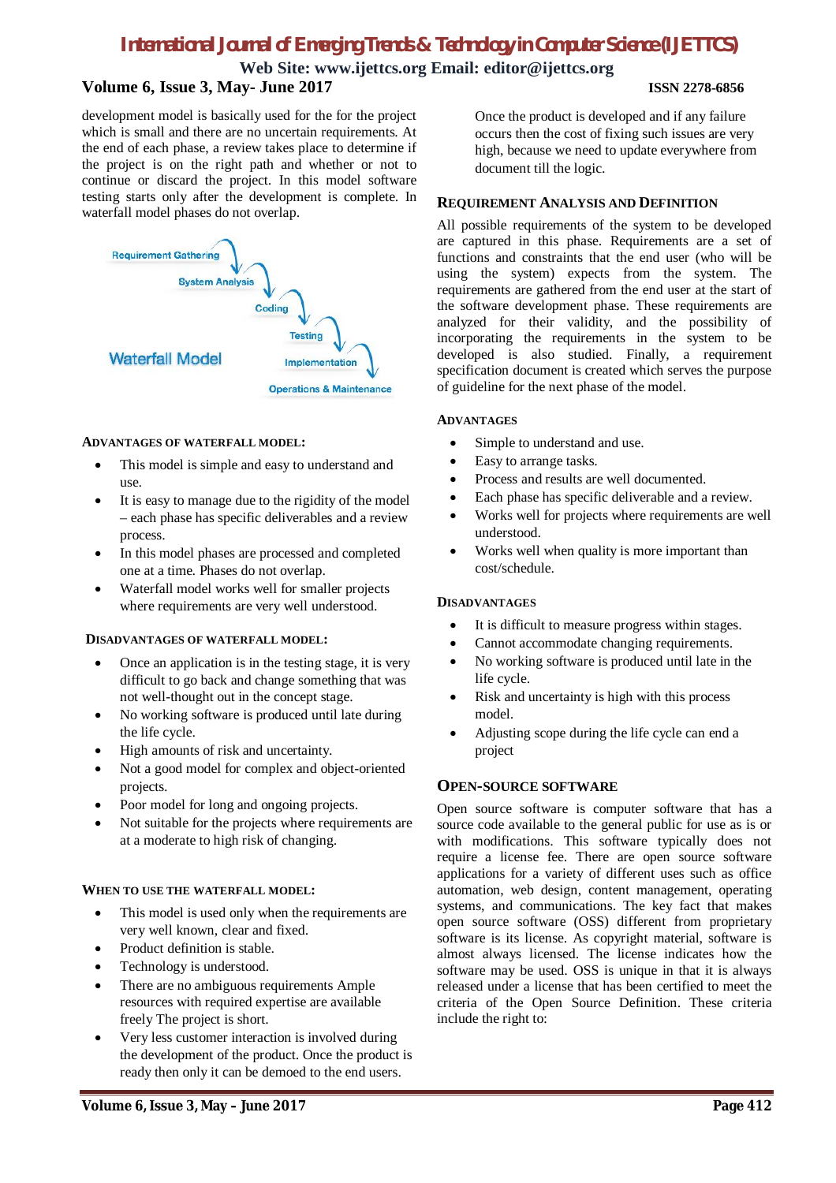development model is basically used for the for the project which is small and there are no uncertain requirements. At the end of each phase, a review takes place to determine if the project is on the right path and whether or not to continue or discard the project. In this model software testing starts only after the development is complete. In waterfall model phases do not overlap.

Requirement Gathering

System Analysis

Coding

Testing

Implementation

Operations & Maintenance

Waterfall Model

#### ADVANTAGES OF WATERFALL MODEL:

- This model is simple and easy to understand and use.
- It is easy to manage due to the rigidity of the model – each phase has specific deliverables and a review process.
- In this model phases are processed and completed one at a time. Phases do not overlap.
- Waterfall model works well for smaller projects where requirements are very well understood.

#### DISADVANTAGES OF WATERFALL MODEL:

- Once an application is in the testing stage, it is very difficult to go back and change something that was not well-thought out in the concept stage.
- No working software is produced until late during the life cycle.
- High amounts of risk and uncertainty.
- Not a good model for complex and object-oriented projects.
- Poor model for long and ongoing projects.
- Not suitable for the projects where requirements are at a moderate to high risk of changing.

#### WHEN TO USE THE WATERFALL MODEL:

- This model is used only when the requirements are very well known, clear and fixed.
- Product definition is stable.
- Technology is understood.
- There are no ambiguous requirements Ample resources with required expertise are available freely The project is short.
- Very less customer interaction is involved during the development of the product. Once the product is ready then only it can be demoed to the end users.

  Once the product is developed and if any failure occurs then the cost of fixing such issues are very high, because we need to update everywhere from document till the logic.

### REQUIREMENT ANALYSIS AND DEFINITION

All possible requirements of the system to be developed are captured in this phase. Requirements are a set of functions and constraints that the end user (who will be using the system) expects from the system. The requirements are gathered from the end user at the start of the software development phase. These requirements are analyzed for their validity, and the possibility of incorporating the requirements in the system to be developed is also studied. Finally, a requirement specification document is created which serves the purpose of guideline for the next phase of the model.

#### ADVANTAGES

- Simple to understand and use.
- Easy to arrange tasks.
- Process and results are well documented.
- Each phase has specific deliverable and a review.
- Works well for projects where requirements are well understood.
- Works well when quality is more important than cost/schedule.

#### DISADVANTAGES

- It is difficult to measure progress within stages.
- Cannot accommodate changing requirements.
- No working software is produced until late in the life cycle.
- Risk and uncertainty is high with this process model.
- Adjusting scope during the life cycle can end a project

### OPEN-SOURCE SOFTWARE

Open source software is computer software that has a source code available to the general public for use as is or with modifications. This software typically does not require a license fee. There are open source software applications for a variety of different uses such as office automation, web design, content management, operating systems, and communications. The key fact that makes open source software (OSS) different from proprietary software is its license. As copyright material, software is almost always licensed. The license indicates how the software may be used. OSS is unique in that it is always released under a license that has been certified to meet the criteria of the Open Source Definition. These criteria include the right to: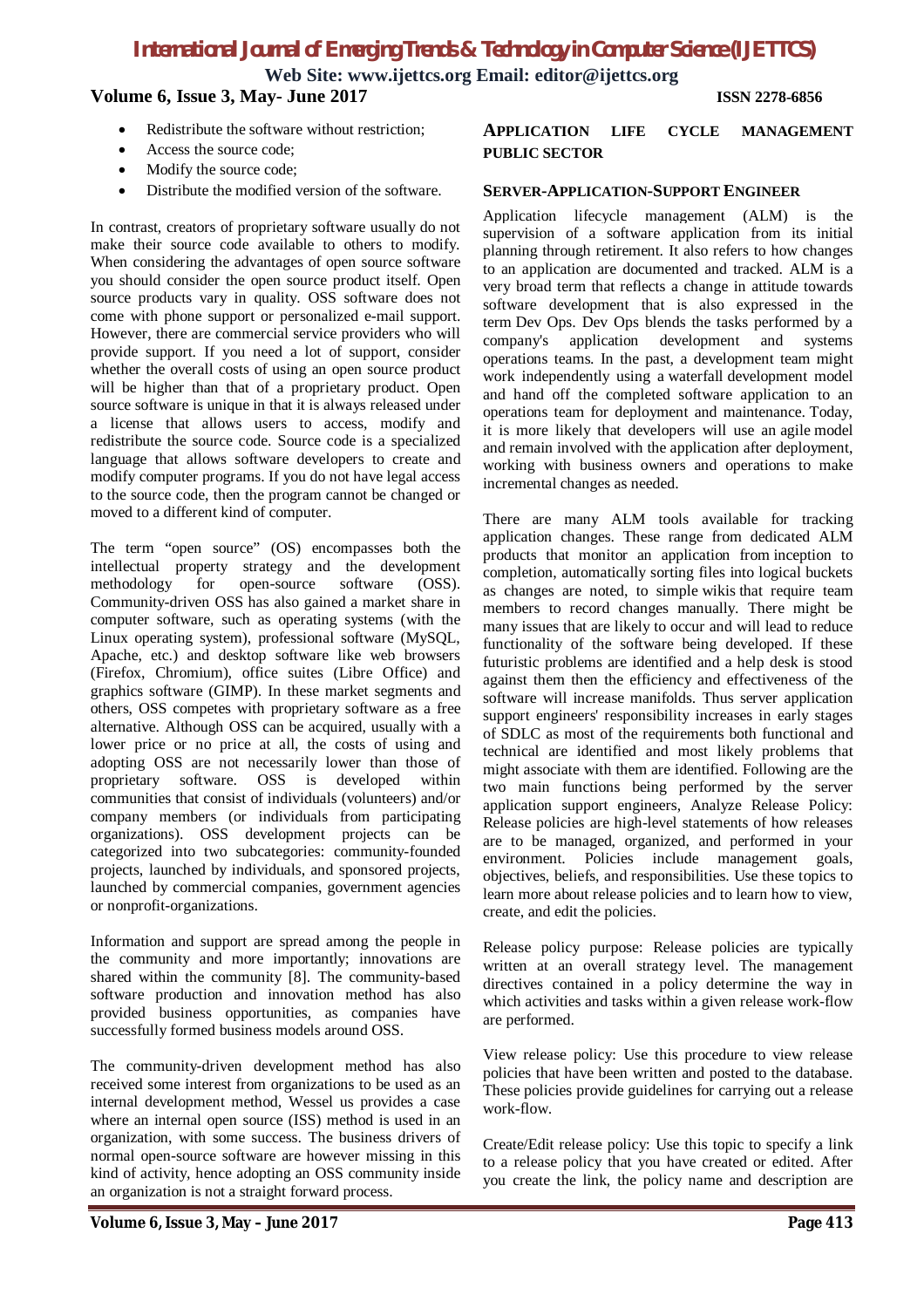- Redistribute the software without restriction;
- Access the source code;
- Modify the source code;
- Distribute the modified version of the software.

In contrast, creators of proprietary software usually do not make their source code available to others to modify. When considering the advantages of open source software you should consider the open source product itself. Open source products vary in quality. OSS software does not come with phone support or personalized e-mail support. However, there are commercial service providers who will provide support. If you need a lot of support, consider whether the overall costs of using an open source product will be higher than that of a proprietary product. Open source software is unique in that it is always released under a license that allows users to access, modify and redistribute the source code. Source code is a specialized language that allows software developers to create and modify computer programs. If you do not have legal access to the source code, then the program cannot be changed or moved to a different kind of computer.

The term "open source" (OS) encompasses both the intellectual property strategy and the development methodology for open-source software (OSS). Community-driven OSS has also gained a market share in computer software, such as operating systems (with the Linux operating system), professional software (MySQL, Apache, etc.) and desktop software like web browsers (Firefox, Chromium), office suites (Libre Office) and graphics software (GIMP). In these market segments and others, OSS competes with proprietary software as a free alternative. Although OSS can be acquired, usually with a lower price or no price at all, the costs of using and adopting OSS are not necessarily lower than those of proprietary software. OSS is developed within communities that consist of individuals (volunteers) and/or company members (or individuals from participating organizations). OSS development projects can be categorized into two subcategories: community-founded projects, launched by individuals, and sponsored projects, launched by commercial companies, government agencies or nonprofit-organizations.

Information and support are spread among the people in the community and more importantly; innovations are shared within the community [8]. The community-based software production and innovation method has also provided business opportunities, as companies have successfully formed business models around OSS.

The community-driven development method has also received some interest from organizations to be used as an internal development method, Wessel us provides a case where an internal open source (ISS) method is used in an organization, with some success. The business drivers of normal open-source software are however missing in this kind of activity, hence adopting an OSS community inside an organization is not a straight forward process.

## APPLICATION LIFE CYCLE MANAGEMENT PUBLIC SECTOR

### SERVER-APPLICATION-SUPPORT ENGINEER

Application lifecycle management (ALM) is the supervision of a software application from its initial planning through retirement. It also refers to how changes to an application are documented and tracked. ALM is a very broad term that reflects a change in attitude towards software development that is also expressed in the term Dev Ops. Dev Ops blends the tasks performed by a company's application development and systems operations teams. In the past, a development team might work independently using a waterfall development model and hand off the completed software application to an operations team for deployment and maintenance. Today, it is more likely that developers will use an agile model and remain involved with the application after deployment, working with business owners and operations to make incremental changes as needed.

There are many ALM tools available for tracking application changes. These range from dedicated ALM products that monitor an application from inception to completion, automatically sorting files into logical buckets as changes are noted, to simple wikis that require team members to record changes manually. There might be many issues that are likely to occur and will lead to reduce functionality of the software being developed. If these futuristic problems are identified and a help desk is stood against them then the efficiency and effectiveness of the software will increase manifolds. Thus server application support engineers' responsibility increases in early stages of SDLC as most of the requirements both functional and technical are identified and most likely problems that might associate with them are identified. Following are the two main functions being performed by the server application support engineers, Analyze Release Policy: Release policies are high-level statements of how releases are to be managed, organized, and performed in your environment. Policies include management goals, objectives, beliefs, and responsibilities. Use these topics to learn more about release policies and to learn how to view, create, and edit the policies.

Release policy purpose: Release policies are typically written at an overall strategy level. The management directives contained in a policy determine the way in which activities and tasks within a given release work-flow are performed.

View release policy: Use this procedure to view release policies that have been written and posted to the database. These policies provide guidelines for carrying out a release work-flow.

Create/Edit release policy: Use this topic to specify a link to a release policy that you have created or edited. After you create the link, the policy name and description are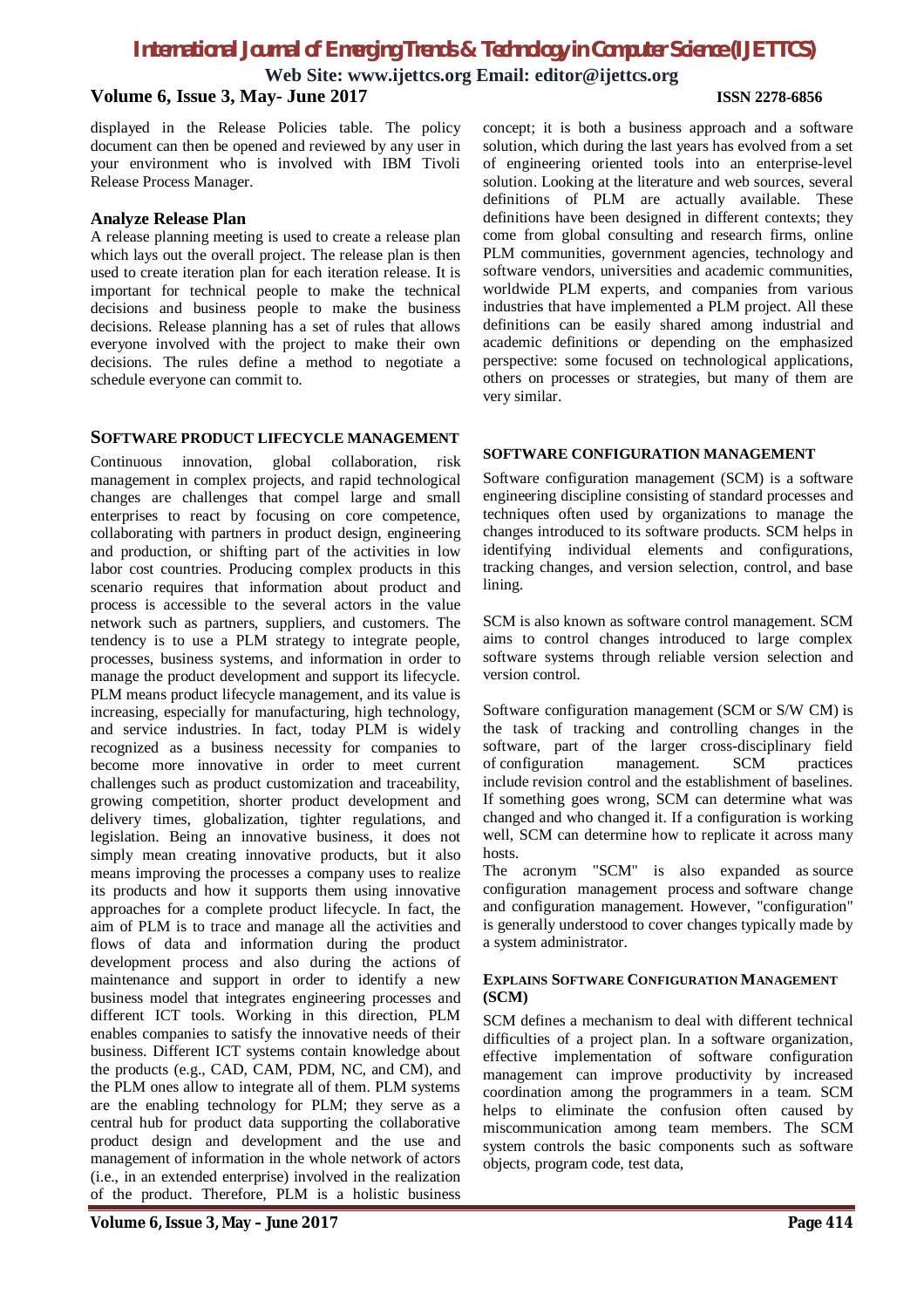displayed in the Release Policies table. The policy document can then be opened and reviewed by any user in your environment who is involved with IBM Tivoli Release Process Manager.

### Analyze Release Plan

A release planning meeting is used to create a release plan which lays out the overall project. The release plan is then used to create iteration plan for each iteration release. It is important for technical people to make the technical decisions and business people to make the business decisions. Release planning has a set of rules that allows everyone involved with the project to make their own decisions. The rules define a method to negotiate a schedule everyone can commit to.

## SOFTWARE PRODUCT LIFECYCLE MANAGEMENT

Continuous innovation, global collaboration, risk management in complex projects, and rapid technological changes are challenges that compel large and small enterprises to react by focusing on core competence, collaborating with partners in product design, engineering and production, or shifting part of the activities in low labor cost countries. Producing complex products in this scenario requires that information about product and process is accessible to the several actors in the value network such as partners, suppliers, and customers. The tendency is to use a PLM strategy to integrate people, processes, business systems, and information in order to manage the product development and support its lifecycle. PLM means product lifecycle management, and its value is increasing, especially for manufacturing, high technology, and service industries. In fact, today PLM is widely recognized as a business necessity for companies to become more innovative in order to meet current challenges such as product customization and traceability, growing competition, shorter product development and delivery times, globalization, tighter regulations, and legislation. Being an innovative business, it does not simply mean creating innovative products, but it also means improving the processes a company uses to realize its products and how it supports them using innovative approaches for a complete product lifecycle. In fact, the aim of PLM is to trace and manage all the activities and flows of data and information during the product development process and also during the actions of maintenance and support in order to identify a new business model that integrates engineering processes and different ICT tools. Working in this direction, PLM enables companies to satisfy the innovative needs of their business. Different ICT systems contain knowledge about the products (e.g., CAD, CAM, PDM, NC, and CM), and the PLM ones allow to integrate all of them. PLM systems are the enabling technology for PLM; they serve as a central hub for product data supporting the collaborative product design and development and the use and management of information in the whole network of actors (i.e., in an extended enterprise) involved in the realization of the product. Therefore, PLM is a holistic business concept; it is both a business approach and a software solution, which during the last years has evolved from a set of engineering oriented tools into an enterprise-level solution. Looking at the literature and web sources, several definitions of PLM are actually available. These definitions have been designed in different contexts; they come from global consulting and research firms, online PLM communities, government agencies, technology and software vendors, universities and academic communities, worldwide PLM experts, and companies from various industries that have implemented a PLM project. All these definitions can be easily shared among industrial and academic definitions or depending on the emphasized perspective: some focused on technological applications, others on processes or strategies, but many of them are very similar.

## SOFTWARE CONFIGURATION MANAGEMENT

Software configuration management (SCM) is a software engineering discipline consisting of standard processes and techniques often used by organizations to manage the changes introduced to its software products. SCM helps in identifying individual elements and configurations, tracking changes, and version selection, control, and base lining.

SCM is also known as software control management. SCM aims to control changes introduced to large complex software systems through reliable version selection and version control.

Software configuration management (SCM or S/W CM) is the task of tracking and controlling changes in the software, part of the larger cross-disciplinary field of configuration management. SCM practices include revision control and the establishment of baselines. If something goes wrong, SCM can determine what was changed and who changed it. If a configuration is working well, SCM can determine how to replicate it across many hosts.

The acronym "SCM" is also expanded as source configuration management process and software change and configuration management. However, "configuration" is generally understood to cover changes typically made by a system administrator.

### EXPLAINS SOFTWARE CONFIGURATION MANAGEMENT (SCM)

SCM defines a mechanism to deal with different technical difficulties of a project plan. In a software organization, effective implementation of software configuration management can improve productivity by increased coordination among the programmers in a team. SCM helps to eliminate the confusion often caused by miscommunication among team members. The SCM system controls the basic components such as software objects, program code, test data,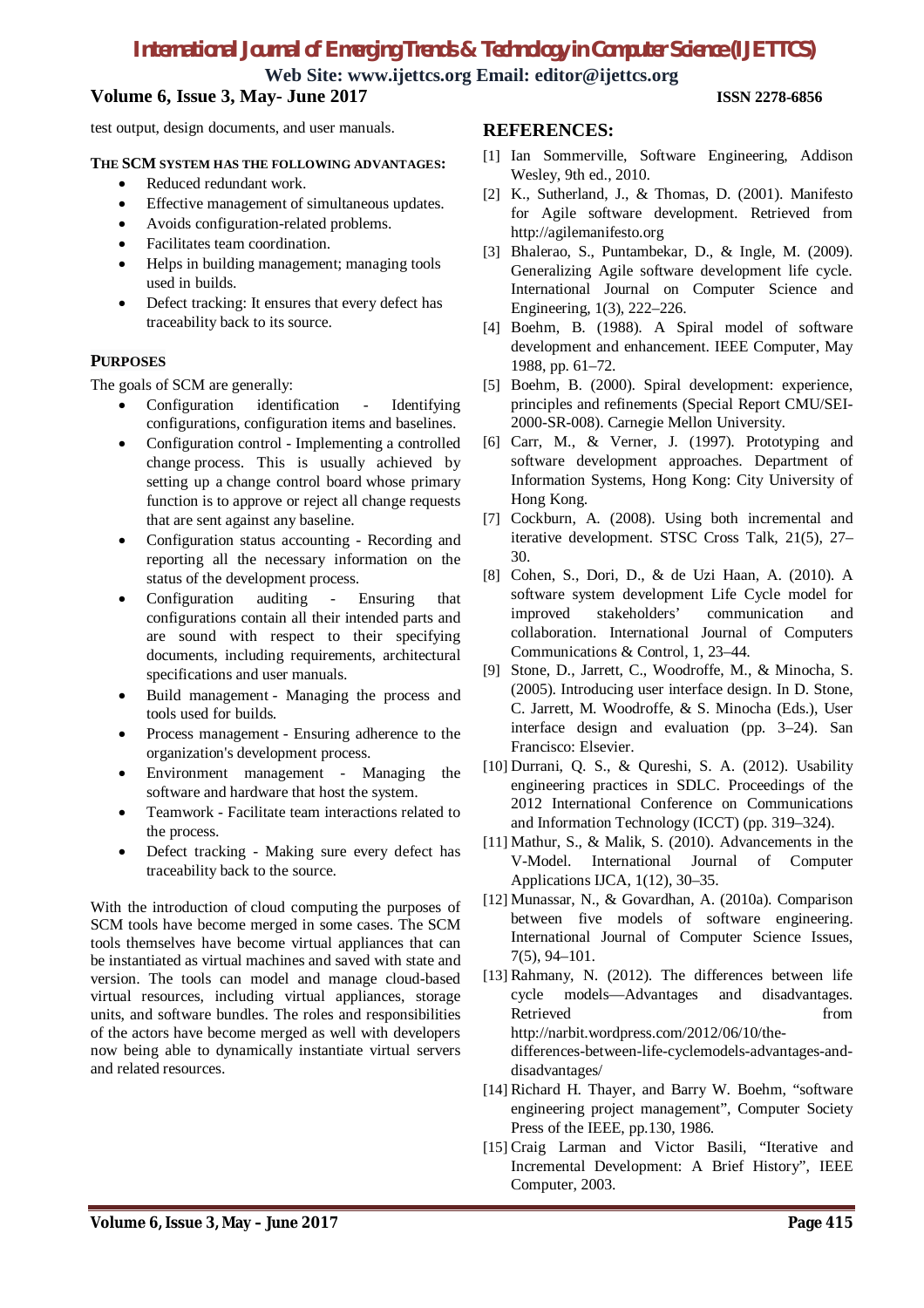test output, design documents, and user manuals.

**THE SCM SYSTEM HAS THE FOLLOWING ADVANTAGES:**

- Reduced redundant work.
- Effective management of simultaneous updates.
- Avoids configuration-related problems.
- Facilitates team coordination.
- Helps in building management; managing tools used in builds.
- Defect tracking: It ensures that every defect has traceability back to its source.

**PURPOSES**

The goals of SCM are generally:

- Configuration identification - Identifying configurations, configuration items and baselines.
- Configuration control - Implementing a controlled change process. This is usually achieved by setting up a change control board whose primary function is to approve or reject all change requests that are sent against any baseline.
- Configuration status accounting - Recording and reporting all the necessary information on the status of the development process.
- Configuration auditing - Ensuring that configurations contain all their intended parts and are sound with respect to their specifying documents, including requirements, architectural specifications and user manuals.
- Build management - Managing the process and tools used for builds.
- Process management - Ensuring adherence to the organization's development process.
- Environment management - Managing the software and hardware that host the system.
- Teamwork - Facilitate team interactions related to the process.
- Defect tracking - Making sure every defect has traceability back to the source.

With the introduction of cloud computing the purposes of SCM tools have become merged in some cases. The SCM tools themselves have become virtual appliances that can be instantiated as virtual machines and saved with state and version. The tools can model and manage cloud-based virtual resources, including virtual appliances, storage units, and software bundles. The roles and responsibilities of the actors have become merged as well with developers now being able to dynamically instantiate virtual servers and related resources.

## REFERENCES:

[1] Ian Sommerville, Software Engineering, Addison Wesley, 9th ed., 2010.

[2] K., Sutherland, J., & Thomas, D. (2001). Manifesto for Agile software development. Retrieved from http://agilemanifesto.org

[3] Bhalerao, S., Puntambekar, D., & Ingle, M. (2009). Generalizing Agile software development life cycle. International Journal on Computer Science and Engineering, 1(3), 222–226.

[4] Boehm, B. (1988). A Spiral model of software development and enhancement. IEEE Computer, May 1988, pp. 61–72.

[5] Boehm, B. (2000). Spiral development: experience, principles and refinements (Special Report CMU/SEI-2000-SR-008). Carnegie Mellon University.

[6] Carr, M., & Verner, J. (1997). Prototyping and software development approaches. Department of Information Systems, Hong Kong: City University of Hong Kong.

[7] Cockburn, A. (2008). Using both incremental and iterative development. STSC Cross Talk, 21(5), 27–30.

[8] Cohen, S., Dori, D., & de Uzi Haan, A. (2010). A software system development Life Cycle model for improved stakeholders' communication and collaboration. International Journal of Computers Communications & Control, 1, 23–44.

[9] Stone, D., Jarrett, C., Woodroffe, M., & Minocha, S. (2005). Introducing user interface design. In D. Stone, C. Jarrett, M. Woodroffe, & S. Minocha (Eds.), User interface design and evaluation (pp. 3–24). San Francisco: Elsevier.

[10] Durrani, Q. S., & Qureshi, S. A. (2012). Usability engineering practices in SDLC. Proceedings of the 2012 International Conference on Communications and Information Technology (ICCT) (pp. 319–324).

[11] Mathur, S., & Malik, S. (2010). Advancements in the V-Model. International Journal of Computer Applications IJCA, 1(12), 30–35.

[12] Munassar, N., & Govardhan, A. (2010a). Comparison between five models of software engineering. International Journal of Computer Science Issues, 7(5), 94–101.

[13] Rahmany, N. (2012). The differences between life cycle models—Advantages and disadvantages. Retrieved from http://narbit.wordpress.com/2012/06/10/the-differences-between-life-cyclemodels-advantages-and-disadvantages/

[14] Richard H. Thayer, and Barry W. Boehm, "software engineering project management", Computer Society Press of the IEEE, pp.130, 1986.

[15] Craig Larman and Victor Basili, "Iterative and Incremental Development: A Brief History", IEEE Computer, 2003.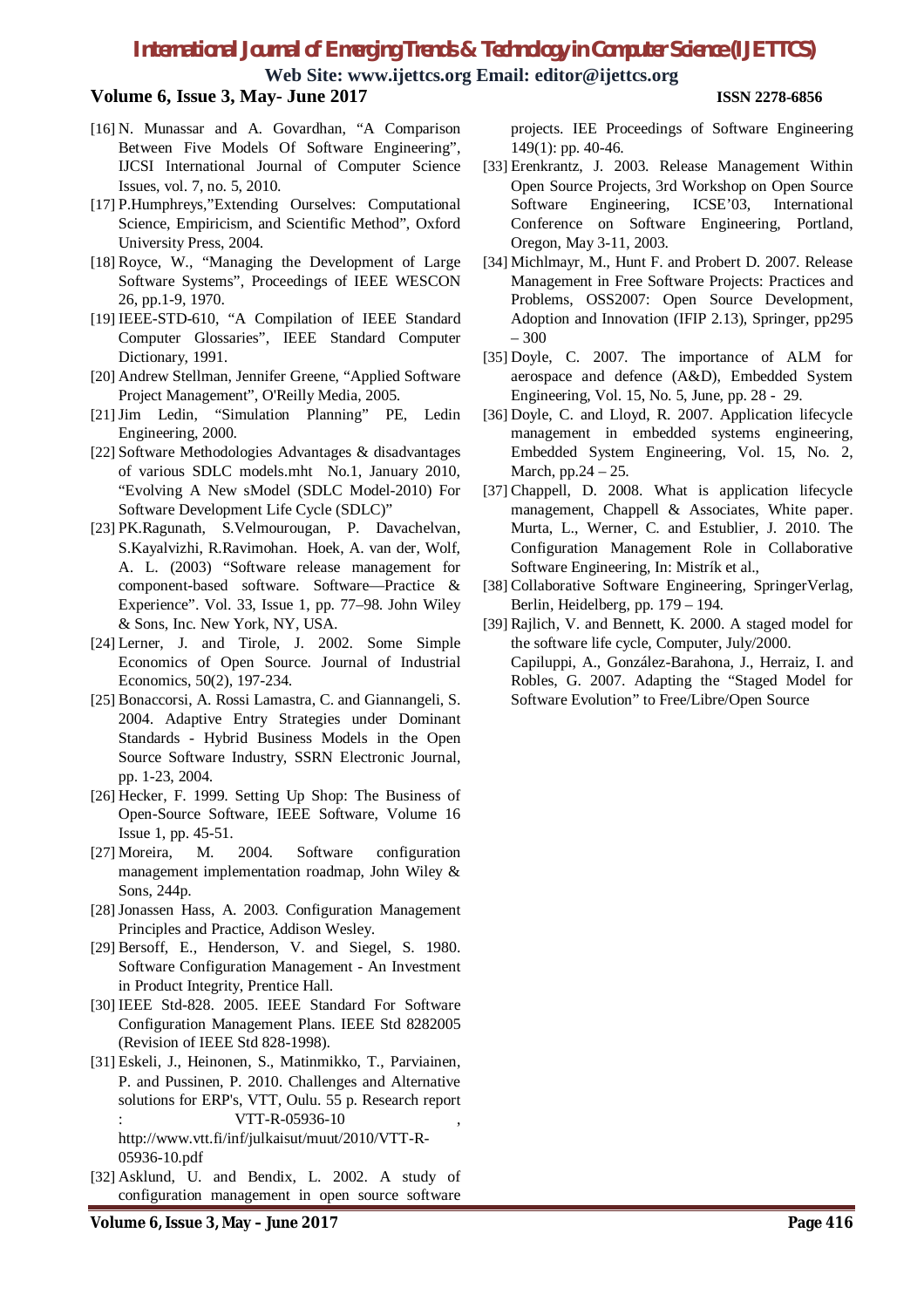[16] N. Munassar and A. Govardhan, "A Comparison Between Five Models Of Software Engineering", IJCSI International Journal of Computer Science Issues, vol. 7, no. 5, 2010.

[17] P.Humphreys,"Extending Ourselves: Computational Science, Empiricism, and Scientific Method", Oxford University Press, 2004.

[18] Royce, W., "Managing the Development of Large Software Systems", Proceedings of IEEE WESCON 26, pp.1-9, 1970.

[19] IEEE-STD-610, "A Compilation of IEEE Standard Computer Glossaries", IEEE Standard Computer Dictionary, 1991.

[20] Andrew Stellman, Jennifer Greene, "Applied Software Project Management", O'Reilly Media, 2005.

[21] Jim Ledin, "Simulation Planning" PE, Ledin Engineering, 2000.

[22] Software Methodologies Advantages & disadvantages of various SDLC models.mht No.1, January 2010, "Evolving A New sModel (SDLC Model-2010) For Software Development Life Cycle (SDLC)"

[23] PK.Ragunath, S.Velmourougan, P. Davachelvan, S.Kayalvizhi, R.Ravimohan. Hoek, A. van der, Wolf, A. L. (2003) "Software release management for component-based software. Software—Practice & Experience". Vol. 33, Issue 1, pp. 77–98. John Wiley & Sons, Inc. New York, NY, USA.

[24] Lerner, J. and Tirole, J. 2002. Some Simple Economics of Open Source. Journal of Industrial Economics, 50(2), 197-234.

[25] Bonaccorsi, A. Rossi Lamastra, C. and Giannangeli, S. 2004. Adaptive Entry Strategies under Dominant Standards - Hybrid Business Models in the Open Source Software Industry, SSRN Electronic Journal, pp. 1-23, 2004.

[26] Hecker, F. 1999. Setting Up Shop: The Business of Open-Source Software, IEEE Software, Volume 16 Issue 1, pp. 45-51.

[27] Moreira, M. 2004. Software configuration management implementation roadmap, John Wiley & Sons, 244p.

[28] Jonassen Hass, A. 2003. Configuration Management Principles and Practice, Addison Wesley.

[29] Bersoff, E., Henderson, V. and Siegel, S. 1980. Software Configuration Management - An Investment in Product Integrity, Prentice Hall.

[30] IEEE Std-828. 2005. IEEE Standard For Software Configuration Management Plans. IEEE Std 8282005 (Revision of IEEE Std 828-1998).

[31] Eskeli, J., Heinonen, S., Matinmikko, T., Parviainen, P. and Pussinen, P. 2010. Challenges and Alternative solutions for ERP's, VTT, Oulu. 55 p. Research report : VTT-R-05936-10 , http://www.vtt.fi/inf/julkaisut/muut/2010/VTT-R-05936-10.pdf

[32] Asklund, U. and Bendix, L. 2002. A study of configuration management in open source software projects. IEE Proceedings of Software Engineering 149(1): pp. 40-46.

[33] Erenkrantz, J. 2003. Release Management Within Open Source Projects, 3rd Workshop on Open Source Software Engineering, ICSE'03, International Conference on Software Engineering, Portland, Oregon, May 3-11, 2003.

[34] Michlmayr, M., Hunt F. and Probert D. 2007. Release Management in Free Software Projects: Practices and Problems, OSS2007: Open Source Development, Adoption and Innovation (IFIP 2.13), Springer, pp295 – 300

[35] Doyle, C. 2007. The importance of ALM for aerospace and defence (A&D), Embedded System Engineering, Vol. 15, No. 5, June, pp. 28 - 29.

[36] Doyle, C. and Lloyd, R. 2007. Application lifecycle management in embedded systems engineering, Embedded System Engineering, Vol. 15, No. 2, March, pp.24 – 25.

[37] Chappell, D. 2008. What is application lifecycle management, Chappell & Associates, White paper. Murta, L., Werner, C. and Estublier, J. 2010. The Configuration Management Role in Collaborative Software Engineering, In: Mistrík et al.,

[38] Collaborative Software Engineering, SpringerVerlag, Berlin, Heidelberg, pp. 179 – 194.

[39] Rajlich, V. and Bennett, K. 2000. A staged model for the software life cycle, Computer, July/2000. Capiluppi, A., González-Barahona, J., Herraiz, I. and Robles, G. 2007. Adapting the "Staged Model for Software Evolution" to Free/Libre/Open Source